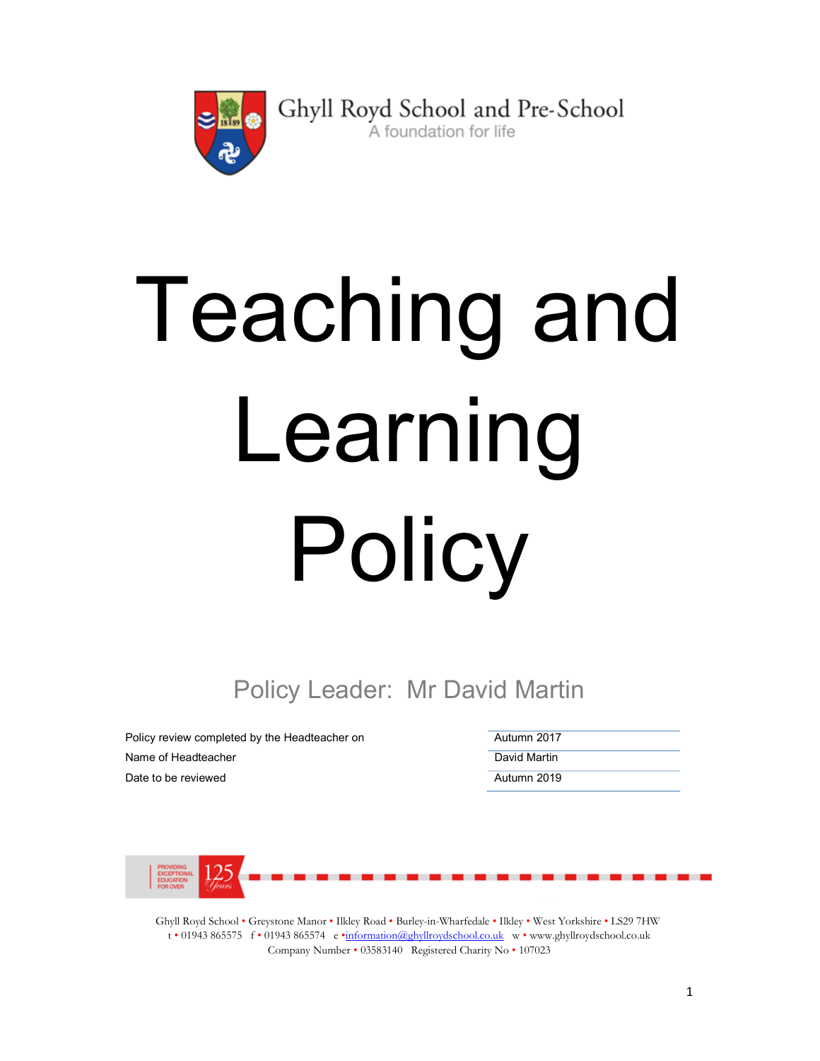Ghyll Royd School and Pre-School

A foundation for life

# Teaching and Learning Policy

Policy Leader: Mr David Martin

| | |
|---|---|
| Policy review completed by the Headteacher on | Autumn 2017 |
| Name of Headteacher | David Martin |
| Date to be reviewed | Autumn 2019 |

PROVIDING EXCEPTIONAL EDUCATION FOR OVER 125 Years

Ghyll Royd School • Greystone Manor • Ilkley Road • Burley-in-Wharfedale • Ilkley • West Yorkshire • LS29 7HW
t • 01943 865575 f • 01943 865574 e •information@ghyllroydschool.co.uk w • www.ghyllroydschool.co.uk
Company Number • 03583140 Registered Charity No • 107023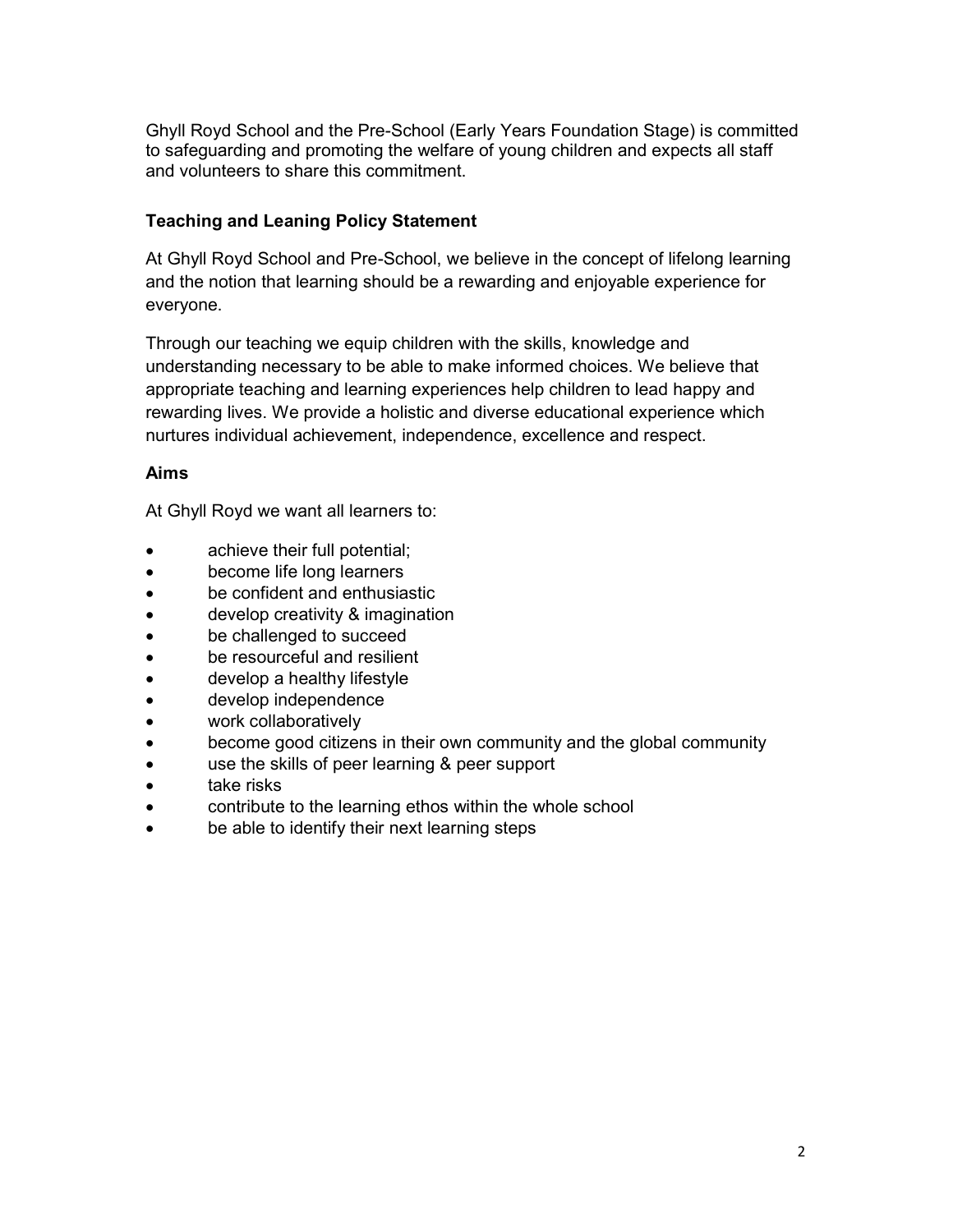Ghyll Royd School and the Pre-School (Early Years Foundation Stage) is committed to safeguarding and promoting the welfare of young children and expects all staff and volunteers to share this commitment.

### Teaching and Leaning Policy Statement

At Ghyll Royd School and Pre-School, we believe in the concept of lifelong learning and the notion that learning should be a rewarding and enjoyable experience for everyone.

Through our teaching we equip children with the skills, knowledge and understanding necessary to be able to make informed choices. We believe that appropriate teaching and learning experiences help children to lead happy and rewarding lives. We provide a holistic and diverse educational experience which nurtures individual achievement, independence, excellence and respect.

### Aims

At Ghyll Royd we want all learners to:

- achieve their full potential;
- become life long learners
- be confident and enthusiastic
- develop creativity & imagination
- be challenged to succeed
- be resourceful and resilient
- develop a healthy lifestyle
- develop independence
- work collaboratively
- become good citizens in their own community and the global community
- use the skills of peer learning & peer support
- take risks
- contribute to the learning ethos within the whole school
- be able to identify their next learning steps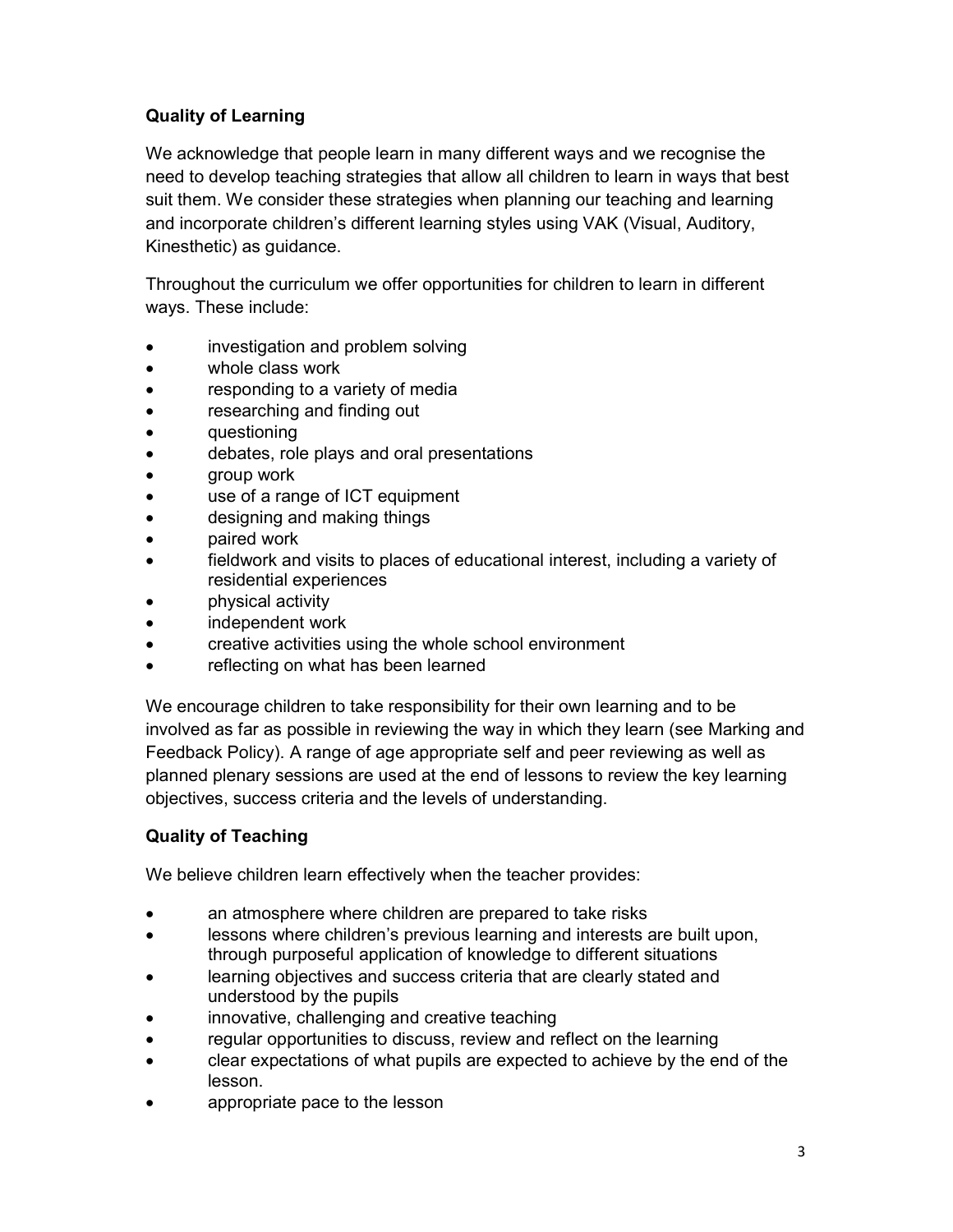## Quality of Learning

We acknowledge that people learn in many different ways and we recognise the need to develop teaching strategies that allow all children to learn in ways that best suit them. We consider these strategies when planning our teaching and learning and incorporate children's different learning styles using VAK (Visual, Auditory, Kinesthetic) as guidance.

Throughout the curriculum we offer opportunities for children to learn in different ways. These include:

- investigation and problem solving
- whole class work
- responding to a variety of media
- researching and finding out
- questioning
- debates, role plays and oral presentations
- group work
- use of a range of ICT equipment
- designing and making things
- paired work
- fieldwork and visits to places of educational interest, including a variety of residential experiences
- physical activity
- independent work
- creative activities using the whole school environment
- reflecting on what has been learned

We encourage children to take responsibility for their own learning and to be involved as far as possible in reviewing the way in which they learn (see Marking and Feedback Policy). A range of age appropriate self and peer reviewing as well as planned plenary sessions are used at the end of lessons to review the key learning objectives, success criteria and the levels of understanding.

## Quality of Teaching

We believe children learn effectively when the teacher provides:

- an atmosphere where children are prepared to take risks
- lessons where children's previous learning and interests are built upon, through purposeful application of knowledge to different situations
- learning objectives and success criteria that are clearly stated and understood by the pupils
- innovative, challenging and creative teaching
- regular opportunities to discuss, review and reflect on the learning
- clear expectations of what pupils are expected to achieve by the end of the lesson.
- appropriate pace to the lesson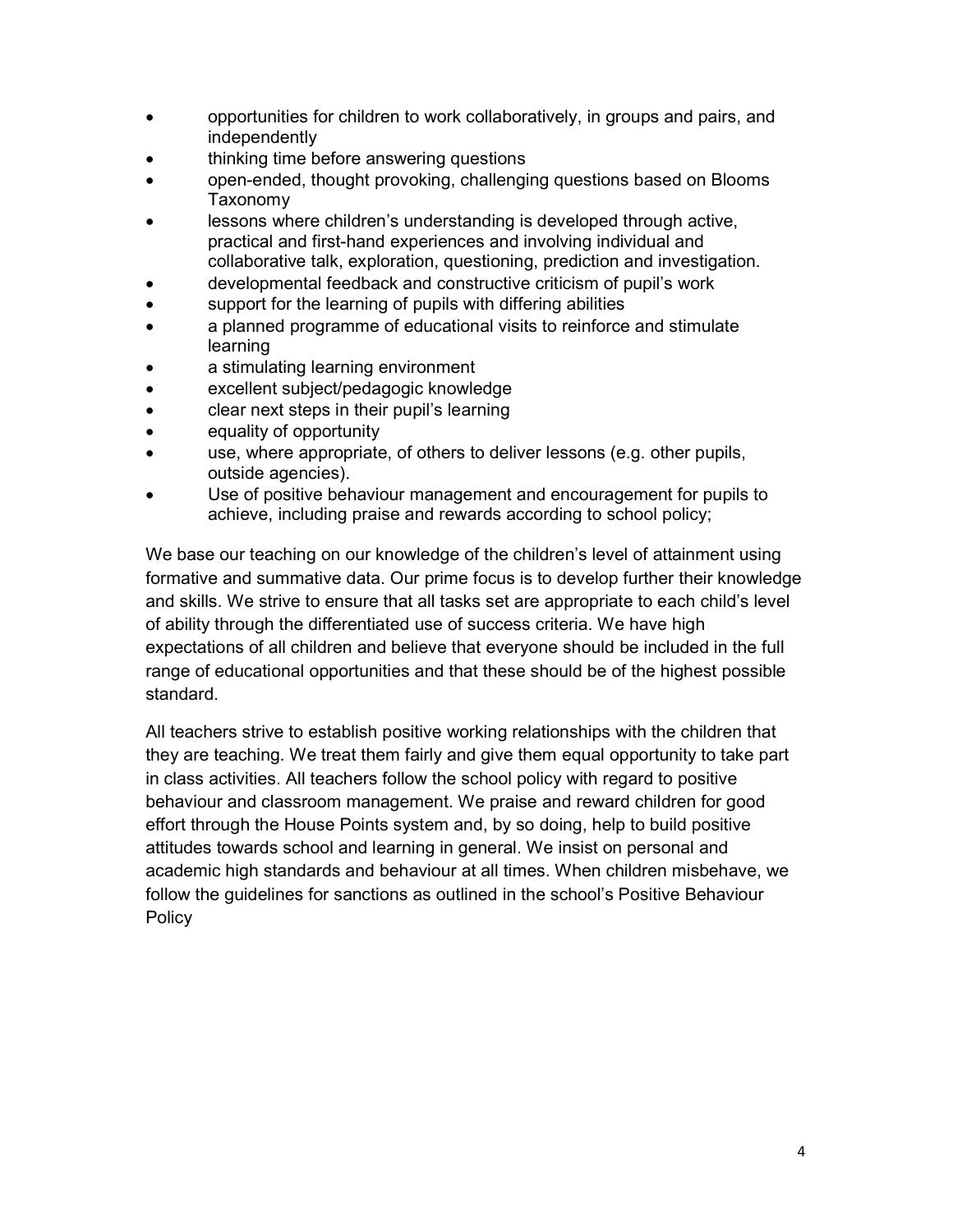- opportunities for children to work collaboratively, in groups and pairs, and independently
- thinking time before answering questions
- open-ended, thought provoking, challenging questions based on Blooms Taxonomy
- lessons where children's understanding is developed through active, practical and first-hand experiences and involving individual and collaborative talk, exploration, questioning, prediction and investigation.
- developmental feedback and constructive criticism of pupil's work
- support for the learning of pupils with differing abilities
- a planned programme of educational visits to reinforce and stimulate learning
- a stimulating learning environment
- excellent subject/pedagogic knowledge
- clear next steps in their pupil's learning
- equality of opportunity
- use, where appropriate, of others to deliver lessons (e.g. other pupils, outside agencies).
- Use of positive behaviour management and encouragement for pupils to achieve, including praise and rewards according to school policy;

We base our teaching on our knowledge of the children's level of attainment using formative and summative data. Our prime focus is to develop further their knowledge and skills. We strive to ensure that all tasks set are appropriate to each child's level of ability through the differentiated use of success criteria. We have high expectations of all children and believe that everyone should be included in the full range of educational opportunities and that these should be of the highest possible standard.

All teachers strive to establish positive working relationships with the children that they are teaching. We treat them fairly and give them equal opportunity to take part in class activities. All teachers follow the school policy with regard to positive behaviour and classroom management. We praise and reward children for good effort through the House Points system and, by so doing, help to build positive attitudes towards school and learning in general. We insist on personal and academic high standards and behaviour at all times. When children misbehave, we follow the guidelines for sanctions as outlined in the school's Positive Behaviour Policy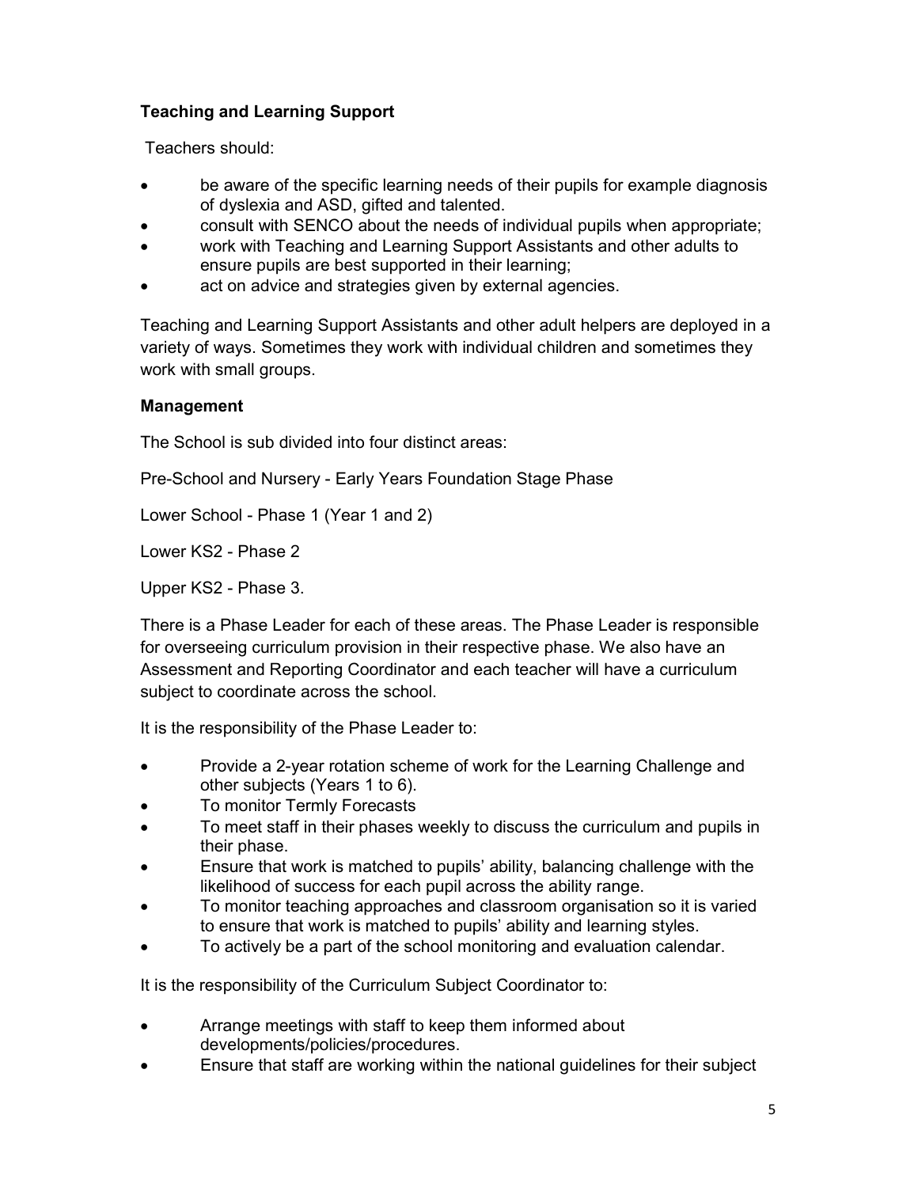**Teaching and Learning Support**

Teachers should:

- be aware of the specific learning needs of their pupils for example diagnosis of dyslexia and ASD, gifted and talented.
- consult with SENCO about the needs of individual pupils when appropriate;
- work with Teaching and Learning Support Assistants and other adults to ensure pupils are best supported in their learning;
- act on advice and strategies given by external agencies.

Teaching and Learning Support Assistants and other adult helpers are deployed in a variety of ways. Sometimes they work with individual children and sometimes they work with small groups.

**Management**

The School is sub divided into four distinct areas:

Pre-School and Nursery - Early Years Foundation Stage Phase

Lower School - Phase 1 (Year 1 and 2)

Lower KS2 - Phase 2

Upper KS2 - Phase 3.

There is a Phase Leader for each of these areas. The Phase Leader is responsible for overseeing curriculum provision in their respective phase. We also have an Assessment and Reporting Coordinator and each teacher will have a curriculum subject to coordinate across the school.

It is the responsibility of the Phase Leader to:

- Provide a 2-year rotation scheme of work for the Learning Challenge and other subjects (Years 1 to 6).
- To monitor Termly Forecasts
- To meet staff in their phases weekly to discuss the curriculum and pupils in their phase.
- Ensure that work is matched to pupils' ability, balancing challenge with the likelihood of success for each pupil across the ability range.
- To monitor teaching approaches and classroom organisation so it is varied to ensure that work is matched to pupils' ability and learning styles.
- To actively be a part of the school monitoring and evaluation calendar.

It is the responsibility of the Curriculum Subject Coordinator to:

- Arrange meetings with staff to keep them informed about developments/policies/procedures.
- Ensure that staff are working within the national guidelines for their subject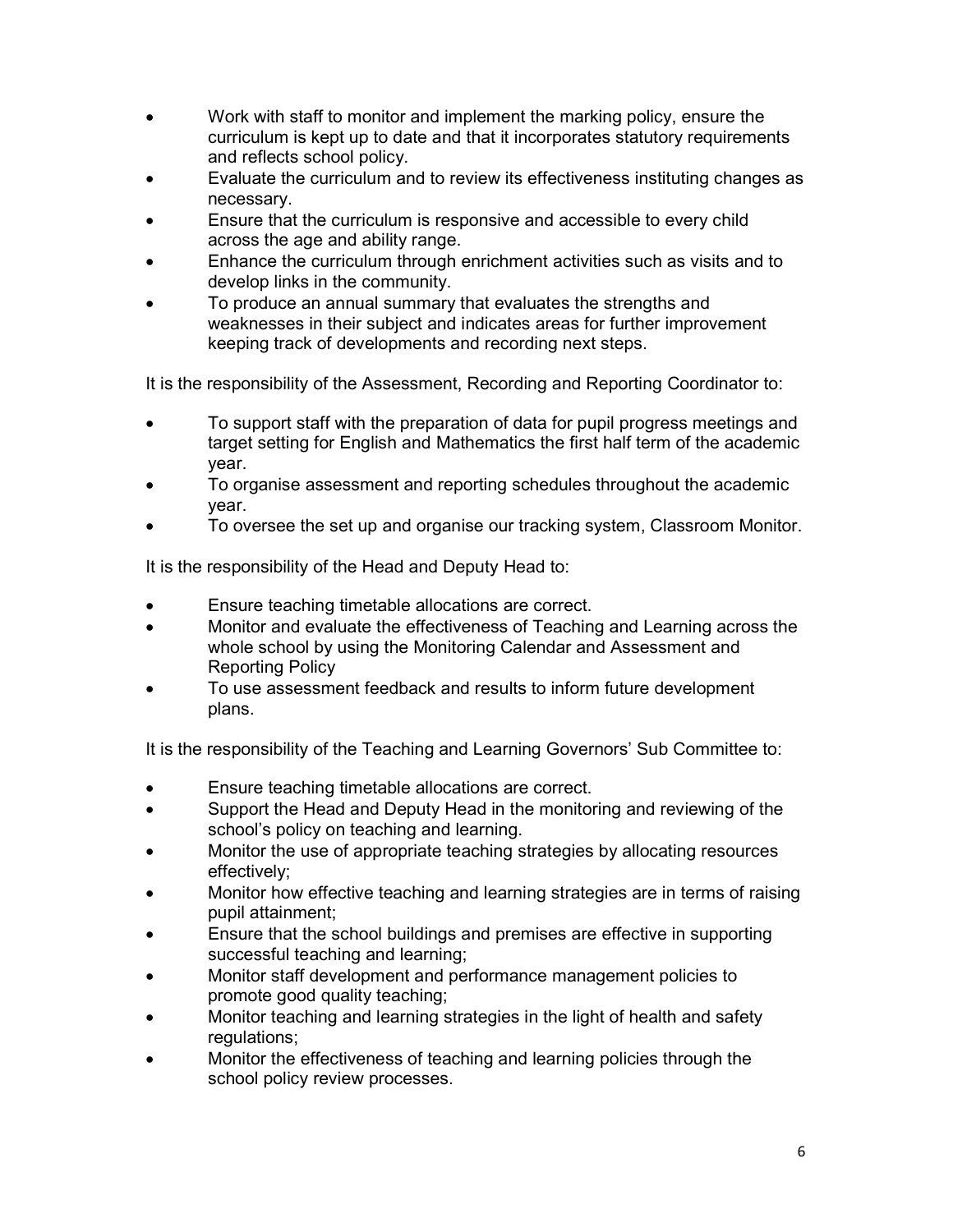- Work with staff to monitor and implement the marking policy, ensure the curriculum is kept up to date and that it incorporates statutory requirements and reflects school policy.
- Evaluate the curriculum and to review its effectiveness instituting changes as necessary.
- Ensure that the curriculum is responsive and accessible to every child across the age and ability range.
- Enhance the curriculum through enrichment activities such as visits and to develop links in the community.
- To produce an annual summary that evaluates the strengths and weaknesses in their subject and indicates areas for further improvement keeping track of developments and recording next steps.

It is the responsibility of the Assessment, Recording and Reporting Coordinator to:

- To support staff with the preparation of data for pupil progress meetings and target setting for English and Mathematics the first half term of the academic year.
- To organise assessment and reporting schedules throughout the academic year.
- To oversee the set up and organise our tracking system, Classroom Monitor.

It is the responsibility of the Head and Deputy Head to:

- Ensure teaching timetable allocations are correct.
- Monitor and evaluate the effectiveness of Teaching and Learning across the whole school by using the Monitoring Calendar and Assessment and Reporting Policy
- To use assessment feedback and results to inform future development plans.

It is the responsibility of the Teaching and Learning Governors' Sub Committee to:

- Ensure teaching timetable allocations are correct.
- Support the Head and Deputy Head in the monitoring and reviewing of the school's policy on teaching and learning.
- Monitor the use of appropriate teaching strategies by allocating resources effectively;
- Monitor how effective teaching and learning strategies are in terms of raising pupil attainment;
- Ensure that the school buildings and premises are effective in supporting successful teaching and learning;
- Monitor staff development and performance management policies to promote good quality teaching;
- Monitor teaching and learning strategies in the light of health and safety regulations;
- Monitor the effectiveness of teaching and learning policies through the school policy review processes.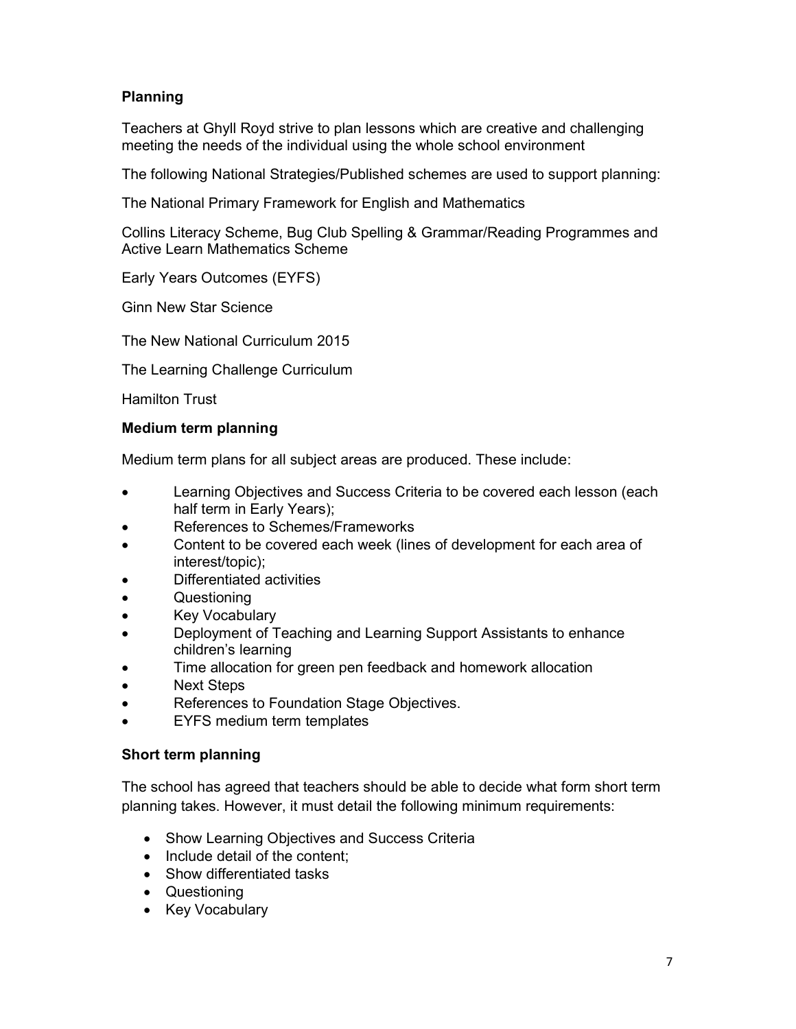## Planning

Teachers at Ghyll Royd strive to plan lessons which are creative and challenging meeting the needs of the individual using the whole school environment

The following National Strategies/Published schemes are used to support planning:

The National Primary Framework for English and Mathematics

Collins Literacy Scheme, Bug Club Spelling & Grammar/Reading Programmes and Active Learn Mathematics Scheme

Early Years Outcomes (EYFS)

Ginn New Star Science

The New National Curriculum 2015

The Learning Challenge Curriculum

Hamilton Trust

### Medium term planning

Medium term plans for all subject areas are produced. These include:

- Learning Objectives and Success Criteria to be covered each lesson (each half term in Early Years);
- References to Schemes/Frameworks
- Content to be covered each week (lines of development for each area of interest/topic);
- Differentiated activities
- Questioning
- Key Vocabulary
- Deployment of Teaching and Learning Support Assistants to enhance children's learning
- Time allocation for green pen feedback and homework allocation
- Next Steps
- References to Foundation Stage Objectives.
- EYFS medium term templates

### Short term planning

The school has agreed that teachers should be able to decide what form short term planning takes. However, it must detail the following minimum requirements:

- Show Learning Objectives and Success Criteria
- Include detail of the content;
- Show differentiated tasks
- Questioning
- Key Vocabulary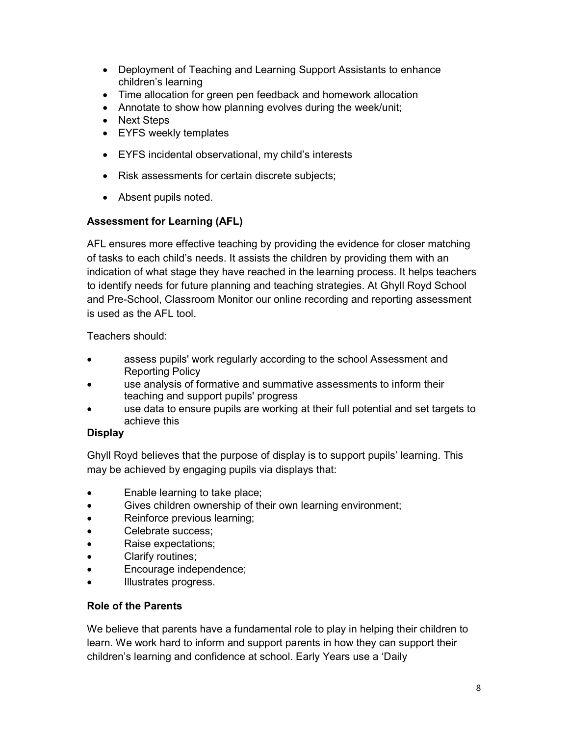- Deployment of Teaching and Learning Support Assistants to enhance children's learning
- Time allocation for green pen feedback and homework allocation
- Annotate to show how planning evolves during the week/unit;
- Next Steps
- EYFS weekly templates
- EYFS incidental observational, my child's interests
- Risk assessments for certain discrete subjects;
- Absent pupils noted.

**Assessment for Learning (AFL)**

AFL ensures more effective teaching by providing the evidence for closer matching of tasks to each child's needs. It assists the children by providing them with an indication of what stage they have reached in the learning process. It helps teachers to identify needs for future planning and teaching strategies. At Ghyll Royd School and Pre-School, Classroom Monitor our online recording and reporting assessment is used as the AFL tool.

Teachers should:

- assess pupils' work regularly according to the school Assessment and Reporting Policy
- use analysis of formative and summative assessments to inform their teaching and support pupils' progress
- use data to ensure pupils are working at their full potential and set targets to achieve this

**Display**

Ghyll Royd believes that the purpose of display is to support pupils' learning. This may be achieved by engaging pupils via displays that:

- Enable learning to take place;
- Gives children ownership of their own learning environment;
- Reinforce previous learning;
- Celebrate success;
- Raise expectations;
- Clarify routines;
- Encourage independence;
- Illustrates progress.

**Role of the Parents**

We believe that parents have a fundamental role to play in helping their children to learn. We work hard to inform and support parents in how they can support their children's learning and confidence at school. Early Years use a 'Daily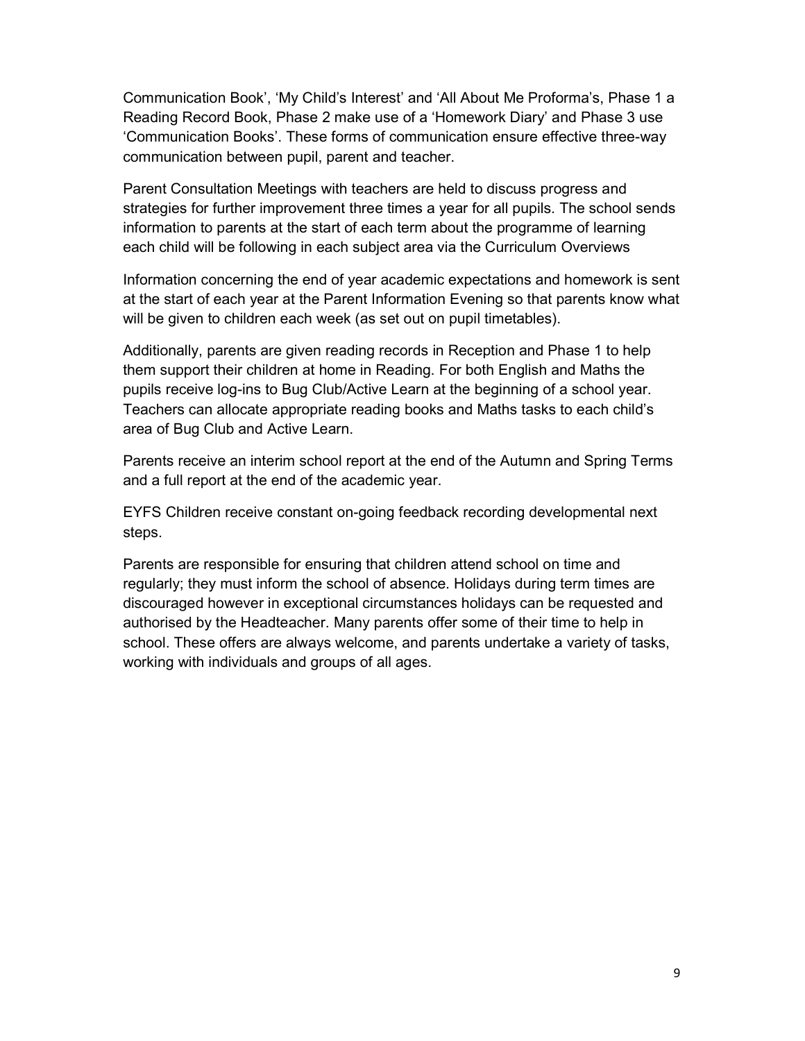Communication Book', 'My Child's Interest' and 'All About Me Proforma's, Phase 1 a Reading Record Book, Phase 2 make use of a 'Homework Diary' and Phase 3 use 'Communication Books'. These forms of communication ensure effective three-way communication between pupil, parent and teacher.

Parent Consultation Meetings with teachers are held to discuss progress and strategies for further improvement three times a year for all pupils. The school sends information to parents at the start of each term about the programme of learning each child will be following in each subject area via the Curriculum Overviews

Information concerning the end of year academic expectations and homework is sent at the start of each year at the Parent Information Evening so that parents know what will be given to children each week (as set out on pupil timetables).

Additionally, parents are given reading records in Reception and Phase 1 to help them support their children at home in Reading. For both English and Maths the pupils receive log-ins to Bug Club/Active Learn at the beginning of a school year. Teachers can allocate appropriate reading books and Maths tasks to each child's area of Bug Club and Active Learn.

Parents receive an interim school report at the end of the Autumn and Spring Terms and a full report at the end of the academic year.

EYFS Children receive constant on-going feedback recording developmental next steps.

Parents are responsible for ensuring that children attend school on time and regularly; they must inform the school of absence. Holidays during term times are discouraged however in exceptional circumstances holidays can be requested and authorised by the Headteacher. Many parents offer some of their time to help in school. These offers are always welcome, and parents undertake a variety of tasks, working with individuals and groups of all ages.